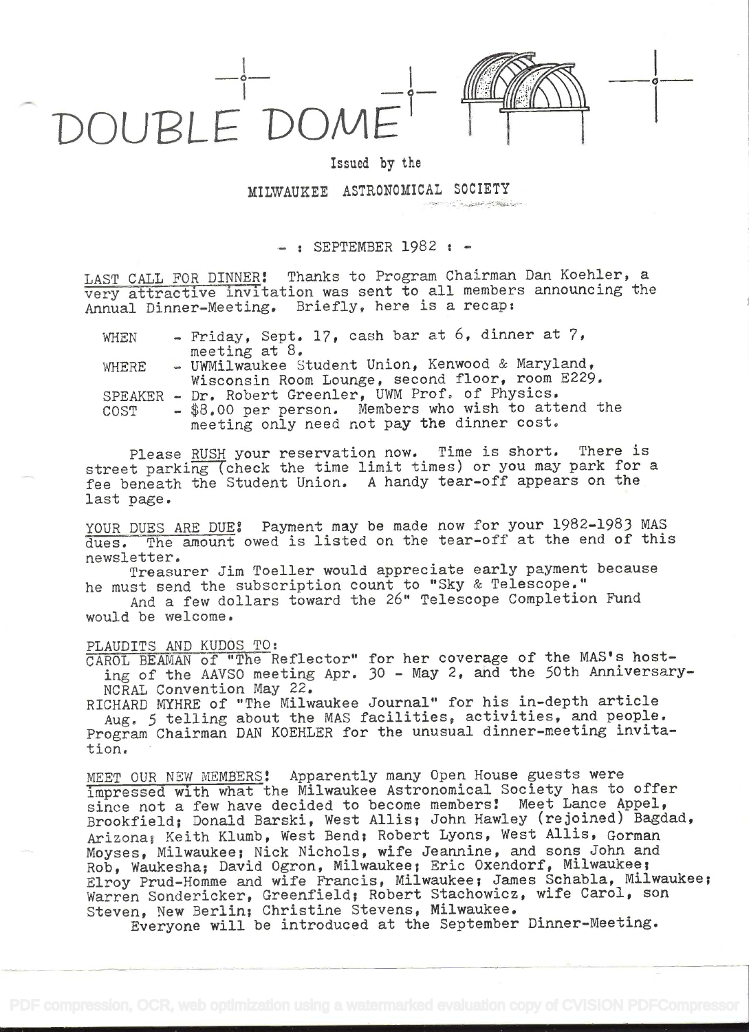# DOUBLE DOME

Issued by the

MILWAUKEE ASTRONOMICAL SOCIETY

- : SEPTEMBER 1982 : -

LAST CALL FOR DINNER! Thanks to Program Chairman Dan Koehler, a very attractive invitation was sent to all members announcing the Annual Dinner-Meeting. Briefly, here is a recap:

WHEN - Friday, Sept. 17, cash bar at 6, dinner at 7, meeting at 8.
WHERE - UWMilwaukee Student Union, Kenwood & Maryland, Wisconsin Room Lounge, second floor, room E229.
SPEAKER - Dr. Robert Greenler, UWM Prof. of Physics.
COST - $8.00 per person. Members who wish to attend the meeting only need not pay the dinner cost.

Please RUSH your reservation now. Time is short. There is street parking (check the time limit times) or you may park for a fee beneath the Student Union. A handy tear-off appears on the last page.

YOUR DUES ARE DUE! Payment may be made now for your 1982-1983 MAS dues. The amount owed is listed on the tear-off at the end of this newsletter.

Treasurer Jim Toeller would appreciate early payment because he must send the subscription count to "Sky & Telescope."

And a few dollars toward the 26" Telescope Completion Fund would be welcome.

PLAUDITS AND KUDOS TO:
CAROL BEAMAN of "The Reflector" for her coverage of the MAS's hosting of the AAVSO meeting Apr. 30 - May 2, and the 50th Anniversary-NCRAL Convention May 22.
RICHARD MYHRE of "The Milwaukee Journal" for his in-depth article Aug. 5 telling about the MAS facilities, activities, and people.
Program Chairman DAN KOEHLER for the unusual dinner-meeting invitation.

MEET OUR NEW MEMBERS! Apparently many Open House guests were impressed with what the Milwaukee Astronomical Society has to offer since not a few have decided to become members! Meet Lance Appel, Brookfield; Donald Barski, West Allis; John Hawley (rejoined) Bagdad, Arizona; Keith Klumb, West Bend; Robert Lyons, West Allis, Gorman Moyses, Milwaukee; Nick Nichols, wife Jeannine, and sons John and Rob, Waukesha; David Ogron, Milwaukee; Eric Oxendorf, Milwaukee; Elroy Prud-Homme and wife Francis, Milwaukee; James Schabla, Milwaukee; Warren Sondericker, Greenfield; Robert Stachowicz, wife Carol, son Steven, New Berlin; Christine Stevens, Milwaukee.

Everyone will be introduced at the September Dinner-Meeting.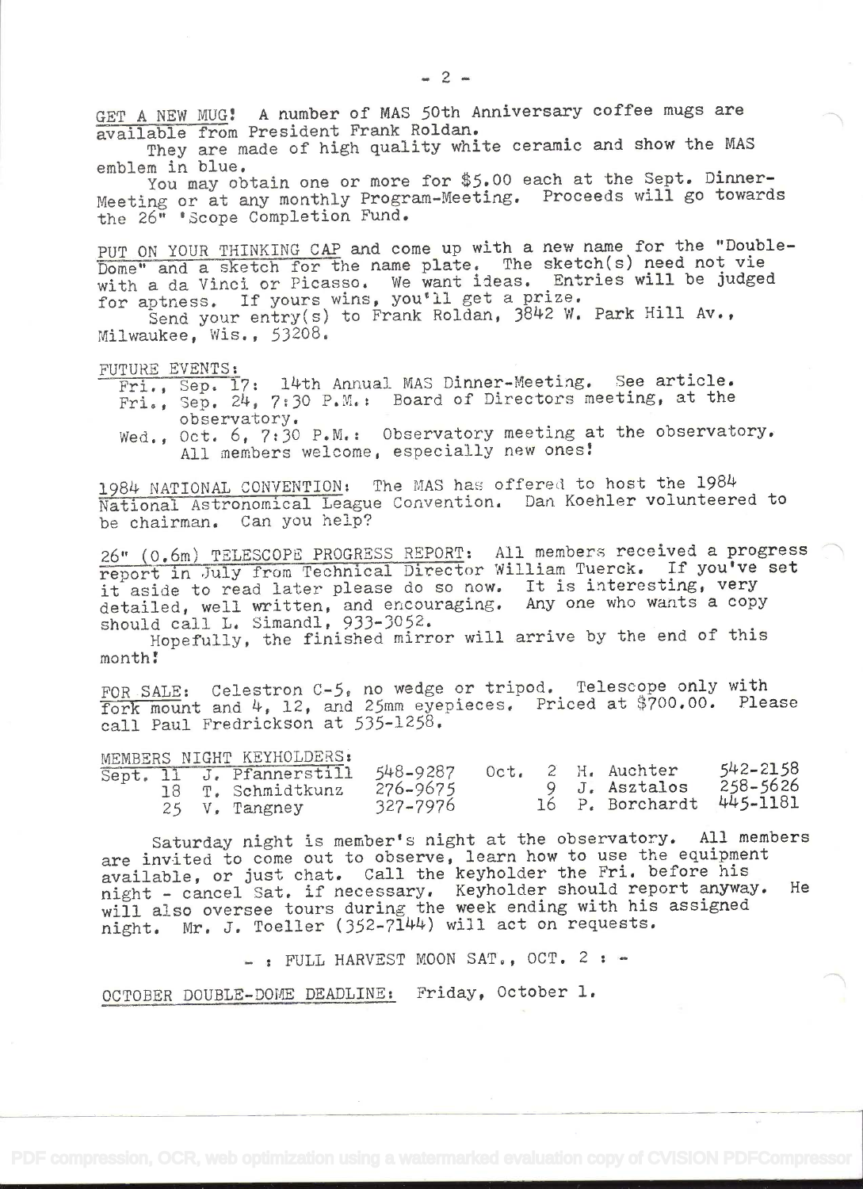GET A NEW MUG! A number of MAS 50th Anniversary coffee mugs are available from President Frank Roldan.

They are made of high quality white ceramic and show the MAS emblem in blue.

You may obtain one or more for $5.00 each at the Sept. Dinner-Meeting or at any monthly Program-Meeting. Proceeds will go towards the 26" 'Scope Completion Fund.

PUT ON YOUR THINKING CAP and come up with a new name for the "Double-Dome" and a sketch for the name plate. The sketch(s) need not vie with a da Vinci or Picasso. We want ideas. Entries will be judged for aptness. If yours wins, you'll get a prize.

Send your entry(s) to Frank Roldan, 3842 W. Park Hill Av., Milwaukee, Wis., 53208.

FUTURE EVENTS:

- Fri., Sep. 17: 14th Annual MAS Dinner-Meeting. See article.
- Fri., Sep. 24, 7:30 P.M.: Board of Directors meeting, at the observatory.
- Wed., Oct. 6, 7:30 P.M.: Observatory meeting at the observatory. All members welcome, especially new ones!

1984 NATIONAL CONVENTION: The MAS has offered to host the 1984 National Astronomical League Convention. Dan Koehler volunteered to be chairman. Can you help?

26" (0.6m) TELESCOPE PROGRESS REPORT: All members received a progress report in July from Technical Director William Tuerck. If you've set it aside to read later please do so now. It is interesting, very detailed, well written, and encouraging. Any one who wants a copy should call L. Simandl, 933-3052.

Hopefully, the finished mirror will arrive by the end of this month!

FOR SALE: Celestron C-5, no wedge or tripod. Telescope only with fork mount and 4, 12, and 25mm eyepieces. Priced at $700.00. Please call Paul Fredrickson at 535-1258.

MEMBERS NIGHT KEYHOLDERS:

| | | | | | | | |
|---|---|---|---|---|---|---|---|
| Sept. | 11 | J. Pfannerstill | 548-9287 | Oct. | 2 | H. Auchter | 542-2158 |
| | 18 | T. Schmidtkunz | 276-9675 | | 9 | J. Asztalos | 258-5626 |
| | 25 | V. Tangney | 327-7976 | | 16 | P. Borchardt | 445-1181 |

Saturday night is member's night at the observatory. All members are invited to come out to observe, learn how to use the equipment available, or just chat. Call the keyholder the Fri. before his night - cancel Sat. if necessary. Keyholder should report anyway. He will also oversee tours during the week ending with his assigned night. Mr. J. Toeller (352-7144) will act on requests.

- : FULL HARVEST MOON SAT., OCT. 2 : -

OCTOBER DOUBLE-DOME DEADLINE: Friday, October 1.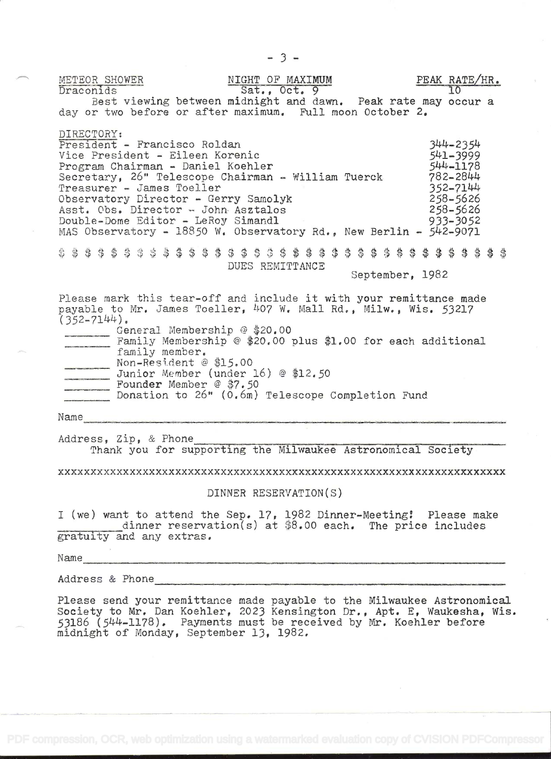| METEOR SHOWER | NIGHT OF MAXIMUM | PEAK RATE/HR. |
| --- | --- | --- |
| Draconids | Sat., Oct. 9 | 10 |

Best viewing between midnight and dawn. Peak rate may occur a day or two before or after maximum. Full moon October 2.

DIRECTORY:

| | |
| --- | --- |
| President - Francisco Roldan | 344-2354 |
| Vice President - Eileen Korenic | 541-3999 |
| Program Chairman - Daniel Koehler | 544-1178 |
| Secretary, 26" Telescope Chairman - William Tuerck | 782-2844 |
| Treasurer - James Toeller | 352-7144 |
| Observatory Director - Gerry Samolyk | 258-5626 |
| Asst. Obs. Director - John Asztalos | 258-5626 |
| Double-Dome Editor - LeRoy Simandl | 933-3052 |
| MAS Observatory - 18850 W. Observatory Rd., New Berlin - | 542-9071 |

$ $ $ $ $ $ $ $ $ $ $ $ $ $ $ $ $ $ $ $ $ $ $ $ $ $ $ $ $ $ $ $ $ $ $ $

DUES REMITTANCE

September, 1982

Please mark this tear-off and include it with your remittance made payable to Mr. James Toeller, 407 W. Mall Rd., Milw., Wis. 53217 (352-7144).

_______ General Membership @ $20.00
_______ Family Membership @ $20.00 plus $1.00 for each additional family member.
_______ Non-Resident @ $15.00
_______ Junior Member (under 16) @ $12.50
_______ Founder Member @ $7.50
_______ Donation to 26" (0.6m) Telescope Completion Fund

Name_______________________________________________

Address, Zip, & Phone_______________________________

Thank you for supporting the Milwaukee Astronomical Society

xxxxxxxxxxxxxxxxxxxxxxxxxxxxxxxxxxxxxxxxxxxxxxxxxxxxxxxxxxxxxxxxxxxx

DINNER RESERVATION(S)

I (we) want to attend the Sep. 17, 1982 Dinner-Meeting! Please make _________dinner reservation(s) at $8.00 each. The price includes gratuity and any extras.

Name_______________________________________________

Address & Phone_____________________________________

Please send your remittance made payable to the Milwaukee Astronomical Society to Mr. Dan Koehler, 2023 Kensington Dr., Apt. E, Waukesha, Wis. 53186 (544-1178). Payments must be received by Mr. Koehler before midnight of Monday, September 13, 1982.